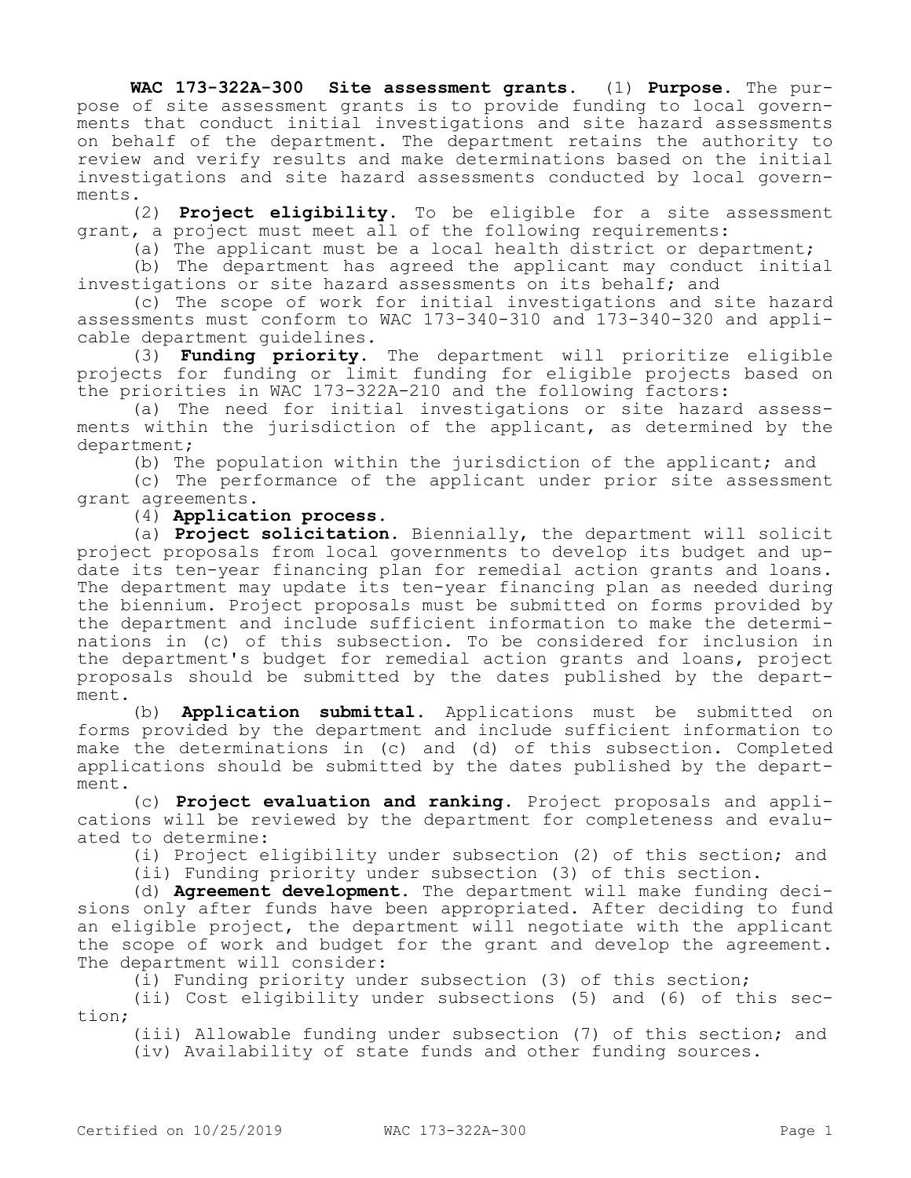**WAC 173-322A-300 Site assessment grants.** (1) **Purpose.** The purpose of site assessment grants is to provide funding to local governments that conduct initial investigations and site hazard assessments on behalf of the department. The department retains the authority to review and verify results and make determinations based on the initial investigations and site hazard assessments conducted by local governments.

(2) **Project eligibility.** To be eligible for a site assessment grant, a project must meet all of the following requirements:

(a) The applicant must be a local health district or department;

(b) The department has agreed the applicant may conduct initial investigations or site hazard assessments on its behalf; and

(c) The scope of work for initial investigations and site hazard assessments must conform to WAC 173-340-310 and 173-340-320 and applicable department guidelines.

(3) **Funding priority.** The department will prioritize eligible projects for funding or limit funding for eligible projects based on the priorities in WAC 173-322A-210 and the following factors:

(a) The need for initial investigations or site hazard assessments within the jurisdiction of the applicant, as determined by the department;

(b) The population within the jurisdiction of the applicant; and

(c) The performance of the applicant under prior site assessment grant agreements.

(4) **Application process.**

(a) **Project solicitation.** Biennially, the department will solicit project proposals from local governments to develop its budget and update its ten-year financing plan for remedial action grants and loans. The department may update its ten-year financing plan as needed during the biennium. Project proposals must be submitted on forms provided by the department and include sufficient information to make the determinations in (c) of this subsection. To be considered for inclusion in the department's budget for remedial action grants and loans, project proposals should be submitted by the dates published by the department.

(b) **Application submittal.** Applications must be submitted on forms provided by the department and include sufficient information to make the determinations in (c) and (d) of this subsection. Completed applications should be submitted by the dates published by the department.

(c) **Project evaluation and ranking.** Project proposals and applications will be reviewed by the department for completeness and evaluated to determine:

(i) Project eligibility under subsection (2) of this section; and

(ii) Funding priority under subsection (3) of this section.

(d) **Agreement development.** The department will make funding decisions only after funds have been appropriated. After deciding to fund an eligible project, the department will negotiate with the applicant the scope of work and budget for the grant and develop the agreement. The department will consider:

(i) Funding priority under subsection (3) of this section;

(ii) Cost eligibility under subsections (5) and (6) of this section;

(iii) Allowable funding under subsection (7) of this section; and

(iv) Availability of state funds and other funding sources.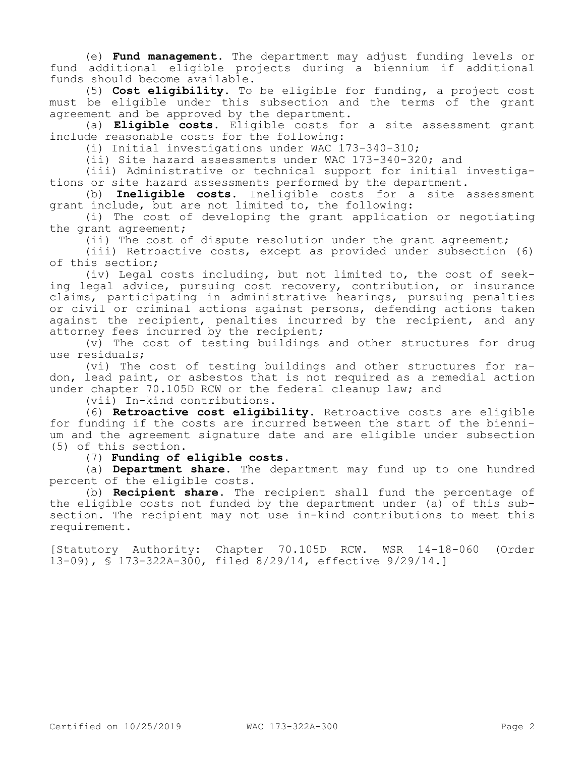(e) **Fund management.** The department may adjust funding levels or fund additional eligible projects during a biennium if additional funds should become available.

(5) **Cost eligibility.** To be eligible for funding, a project cost must be eligible under this subsection and the terms of the grant agreement and be approved by the department.

(a) **Eligible costs.** Eligible costs for a site assessment grant include reasonable costs for the following:

(i) Initial investigations under WAC 173-340-310;

(ii) Site hazard assessments under WAC 173-340-320; and

(iii) Administrative or technical support for initial investigations or site hazard assessments performed by the department.

(b) **Ineligible costs.** Ineligible costs for a site assessment grant include, but are not limited to, the following:

(i) The cost of developing the grant application or negotiating the grant agreement;

(ii) The cost of dispute resolution under the grant agreement;

(iii) Retroactive costs, except as provided under subsection (6) of this section;

(iv) Legal costs including, but not limited to, the cost of seeking legal advice, pursuing cost recovery, contribution, or insurance claims, participating in administrative hearings, pursuing penalties or civil or criminal actions against persons, defending actions taken against the recipient, penalties incurred by the recipient, and any attorney fees incurred by the recipient;

(v) The cost of testing buildings and other structures for drug use residuals;

(vi) The cost of testing buildings and other structures for radon, lead paint, or asbestos that is not required as a remedial action under chapter 70.105D RCW or the federal cleanup law; and

(vii) In-kind contributions.

(6) **Retroactive cost eligibility.** Retroactive costs are eligible for funding if the costs are incurred between the start of the biennium and the agreement signature date and are eligible under subsection (5) of this section.

(7) **Funding of eligible costs.**

(a) **Department share.** The department may fund up to one hundred percent of the eligible costs.

(b) **Recipient share.** The recipient shall fund the percentage of the eligible costs not funded by the department under (a) of this subsection. The recipient may not use in-kind contributions to meet this requirement.

[Statutory Authority: Chapter 70.105D RCW. WSR 14-18-060 (Order 13-09), § 173-322A-300, filed 8/29/14, effective 9/29/14.]